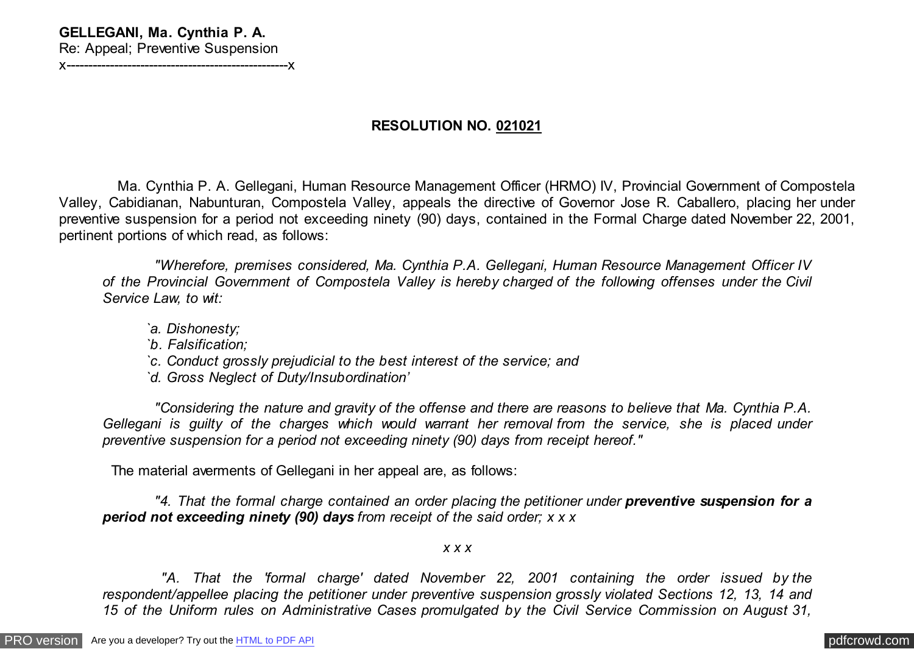**GELLEGANI, Ma. Cynthia P. A.**
Re: Appeal; Preventive Suspension
x---------------------------------------------------x

## RESOLUTION NO. 021021

Ma. Cynthia P. A. Gellegani, Human Resource Management Officer (HRMO) IV, Provincial Government of Compostela Valley, Cabidianan, Nabunturan, Compostela Valley, appeals the directive of Governor Jose R. Caballero, placing her under preventive suspension for a period not exceeding ninety (90) days, contained in the Formal Charge dated November 22, 2001, pertinent portions of which read, as follows:

> *"Wherefore, premises considered, Ma. Cynthia P.A. Gellegani, Human Resource Management Officer IV of the Provincial Government of Compostela Valley is hereby charged of the following offenses under the Civil Service Law, to wit:*
>
> *`a. Dishonesty;*
> *`b. Falsification;*
> *`c. Conduct grossly prejudicial to the best interest of the service; and*
> *`d. Gross Neglect of Duty/Insubordination'*
>
> *"Considering the nature and gravity of the offense and there are reasons to believe that Ma. Cynthia P.A. Gellegani is guilty of the charges which would warrant her removal from the service, she is placed under preventive suspension for a period not exceeding ninety (90) days from receipt hereof."*

The material averments of Gellegani in her appeal are, as follows:

> *"4. That the formal charge contained an order placing the petitioner under* ***preventive suspension for a period not exceeding ninety (90) days*** *from receipt of the said order; x x x*
>
> *x x x*
>
> *"A. That the 'formal charge' dated November 22, 2001 containing the order issued by the respondent/appellee placing the petitioner under preventive suspension grossly violated Sections 12, 13, 14 and 15 of the Uniform rules on Administrative Cases promulgated by the Civil Service Commission on August 31,*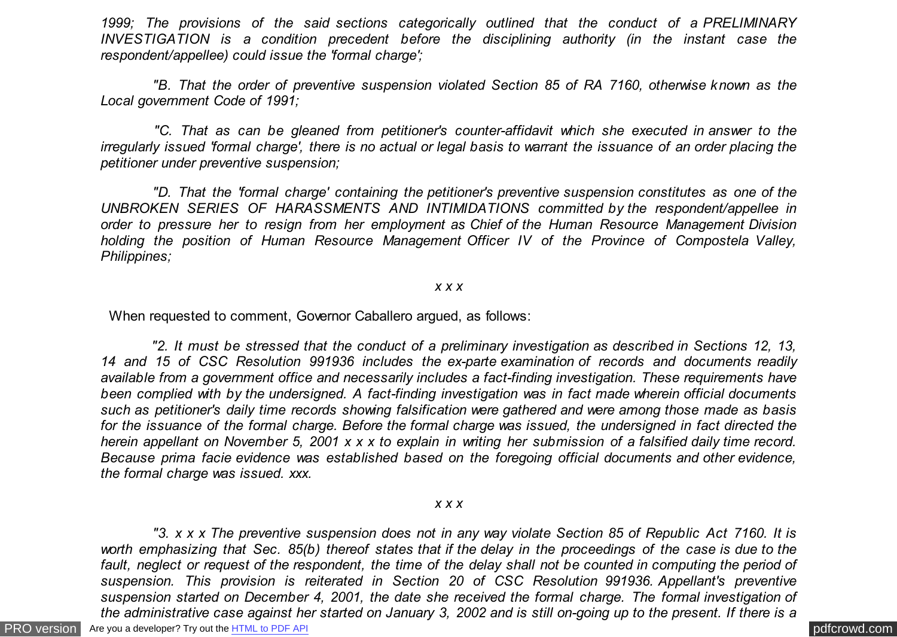*1999; The provisions of the said sections categorically outlined that the conduct of a PRELIMINARY INVESTIGATION is a condition precedent before the disciplining authority (in the instant case the respondent/appellee) could issue the 'formal charge';*

*"B. That the order of preventive suspension violated Section 85 of RA 7160, otherwise known as the Local government Code of 1991;*

*"C. That as can be gleaned from petitioner's counter-affidavit which she executed in answer to the irregularly issued 'formal charge', there is no actual or legal basis to warrant the issuance of an order placing the petitioner under preventive suspension;*

*"D. That the 'formal charge' containing the petitioner's preventive suspension constitutes as one of the UNBROKEN SERIES OF HARASSMENTS AND INTIMIDATIONS committed by the respondent/appellee in order to pressure her to resign from her employment as Chief of the Human Resource Management Division holding the position of Human Resource Management Officer IV of the Province of Compostela Valley, Philippines;*

*x x x*

When requested to comment, Governor Caballero argued, as follows:

*"2. It must be stressed that the conduct of a preliminary investigation as described in Sections 12, 13, 14 and 15 of CSC Resolution 991936 includes the ex-parte examination of records and documents readily available from a government office and necessarily includes a fact-finding investigation. These requirements have been complied with by the undersigned. A fact-finding investigation was in fact made wherein official documents such as petitioner's daily time records showing falsification were gathered and were among those made as basis for the issuance of the formal charge. Before the formal charge was issued, the undersigned in fact directed the herein appellant on November 5, 2001 x x x to explain in writing her submission of a falsified daily time record. Because prima facie evidence was established based on the foregoing official documents and other evidence, the formal charge was issued. xxx.*

*x x x*

*"3. x x x The preventive suspension does not in any way violate Section 85 of Republic Act 7160. It is worth emphasizing that Sec. 85(b) thereof states that if the delay in the proceedings of the case is due to the fault, neglect or request of the respondent, the time of the delay shall not be counted in computing the period of suspension. This provision is reiterated in Section 20 of CSC Resolution 991936. Appellant's preventive suspension started on December 4, 2001, the date she received the formal charge. The formal investigation of the administrative case against her started on January 3, 2002 and is still on-going up to the present. If there is a*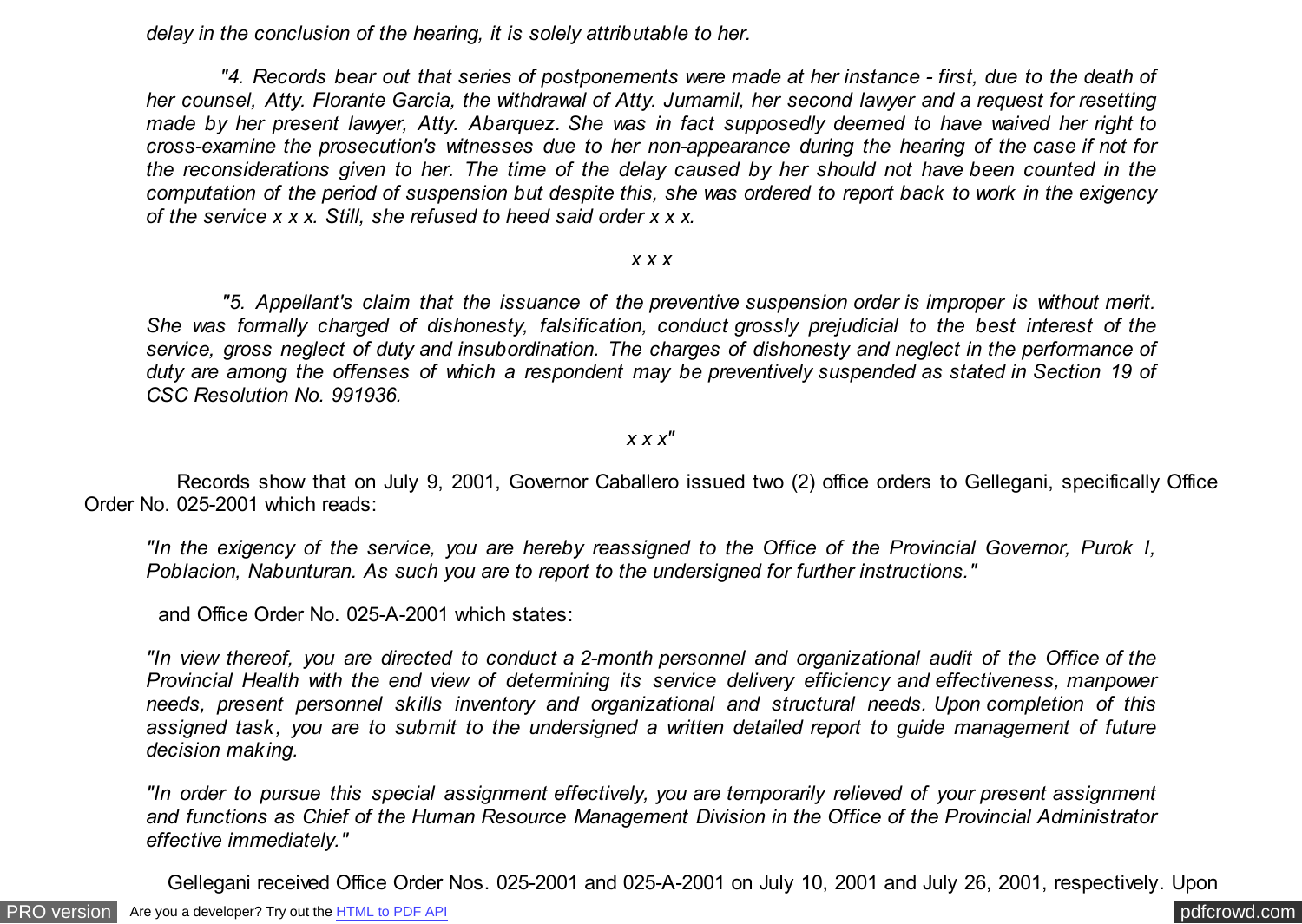*delay in the conclusion of the hearing, it is solely attributable to her.*

*"4. Records bear out that series of postponements were made at her instance - first, due to the death of her counsel, Atty. Florante Garcia, the withdrawal of Atty. Jumamil, her second lawyer and a request for resetting made by her present lawyer, Atty. Abarquez. She was in fact supposedly deemed to have waived her right to cross-examine the prosecution's witnesses due to her non-appearance during the hearing of the case if not for the reconsiderations given to her. The time of the delay caused by her should not have been counted in the computation of the period of suspension but despite this, she was ordered to report back to work in the exigency of the service x x x. Still, she refused to heed said order x x x.*

*x x x*

*"5. Appellant's claim that the issuance of the preventive suspension order is improper is without merit. She was formally charged of dishonesty, falsification, conduct grossly prejudicial to the best interest of the service, gross neglect of duty and insubordination. The charges of dishonesty and neglect in the performance of duty are among the offenses of which a respondent may be preventively suspended as stated in Section 19 of CSC Resolution No. 991936.*

*x x x"*

Records show that on July 9, 2001, Governor Caballero issued two (2) office orders to Gellegani, specifically Office Order No. 025-2001 which reads:

*"In the exigency of the service, you are hereby reassigned to the Office of the Provincial Governor, Purok I, Poblacion, Nabunturan. As such you are to report to the undersigned for further instructions."*

and Office Order No. 025-A-2001 which states:

*"In view thereof, you are directed to conduct a 2-month personnel and organizational audit of the Office of the Provincial Health with the end view of determining its service delivery efficiency and effectiveness, manpower needs, present personnel skills inventory and organizational and structural needs. Upon completion of this assigned task, you are to submit to the undersigned a written detailed report to guide management of future decision making.*

*"In order to pursue this special assignment effectively, you are temporarily relieved of your present assignment and functions as Chief of the Human Resource Management Division in the Office of the Provincial Administrator effective immediately."*

Gellegani received Office Order Nos. 025-2001 and 025-A-2001 on July 10, 2001 and July 26, 2001, respectively. Upon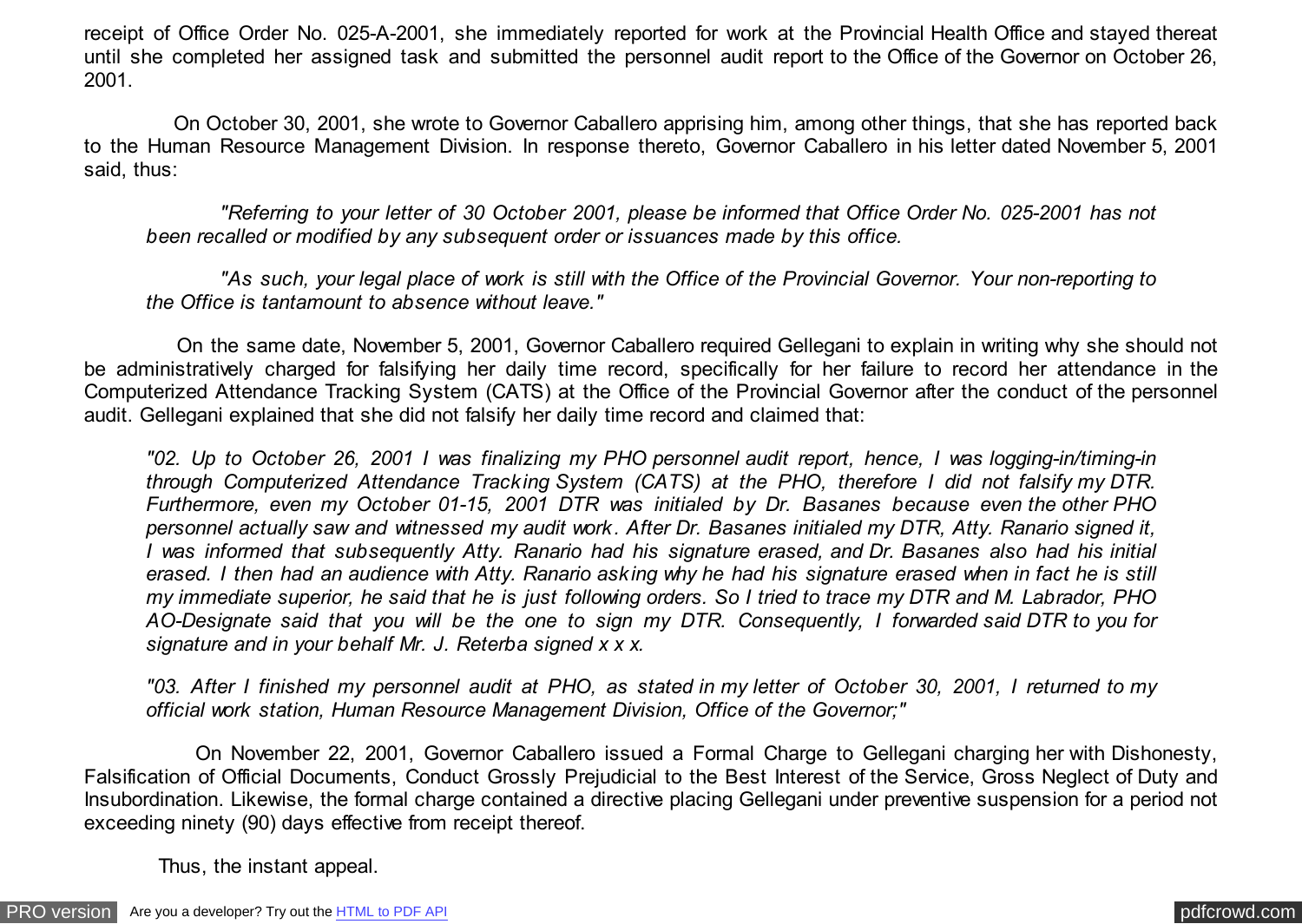receipt of Office Order No. 025-A-2001, she immediately reported for work at the Provincial Health Office and stayed thereat until she completed her assigned task and submitted the personnel audit report to the Office of the Governor on October 26, 2001.

On October 30, 2001, she wrote to Governor Caballero apprising him, among other things, that she has reported back to the Human Resource Management Division. In response thereto, Governor Caballero in his letter dated November 5, 2001 said, thus:

> *"Referring to your letter of 30 October 2001, please be informed that Office Order No. 025-2001 has not been recalled or modified by any subsequent order or issuances made by this office.*
>
> *"As such, your legal place of work is still with the Office of the Provincial Governor. Your non-reporting to the Office is tantamount to absence without leave."*

On the same date, November 5, 2001, Governor Caballero required Gellegani to explain in writing why she should not be administratively charged for falsifying her daily time record, specifically for her failure to record her attendance in the Computerized Attendance Tracking System (CATS) at the Office of the Provincial Governor after the conduct of the personnel audit. Gellegani explained that she did not falsify her daily time record and claimed that:

> *"02. Up to October 26, 2001 I was finalizing my PHO personnel audit report, hence, I was logging-in/timing-in through Computerized Attendance Tracking System (CATS) at the PHO, therefore I did not falsify my DTR. Furthermore, even my October 01-15, 2001 DTR was initialed by Dr. Basanes because even the other PHO personnel actually saw and witnessed my audit work. After Dr. Basanes initialed my DTR, Atty. Ranario signed it, I was informed that subsequently Atty. Ranario had his signature erased, and Dr. Basanes also had his initial erased. I then had an audience with Atty. Ranario asking why he had his signature erased when in fact he is still my immediate superior, he said that he is just following orders. So I tried to trace my DTR and M. Labrador, PHO AO-Designate said that you will be the one to sign my DTR. Consequently, I forwarded said DTR to you for signature and in your behalf Mr. J. Reterba signed x x x.*
>
> *"03. After I finished my personnel audit at PHO, as stated in my letter of October 30, 2001, I returned to my official work station, Human Resource Management Division, Office of the Governor;"*

On November 22, 2001, Governor Caballero issued a Formal Charge to Gellegani charging her with Dishonesty, Falsification of Official Documents, Conduct Grossly Prejudicial to the Best Interest of the Service, Gross Neglect of Duty and Insubordination. Likewise, the formal charge contained a directive placing Gellegani under preventive suspension for a period not exceeding ninety (90) days effective from receipt thereof.

Thus, the instant appeal.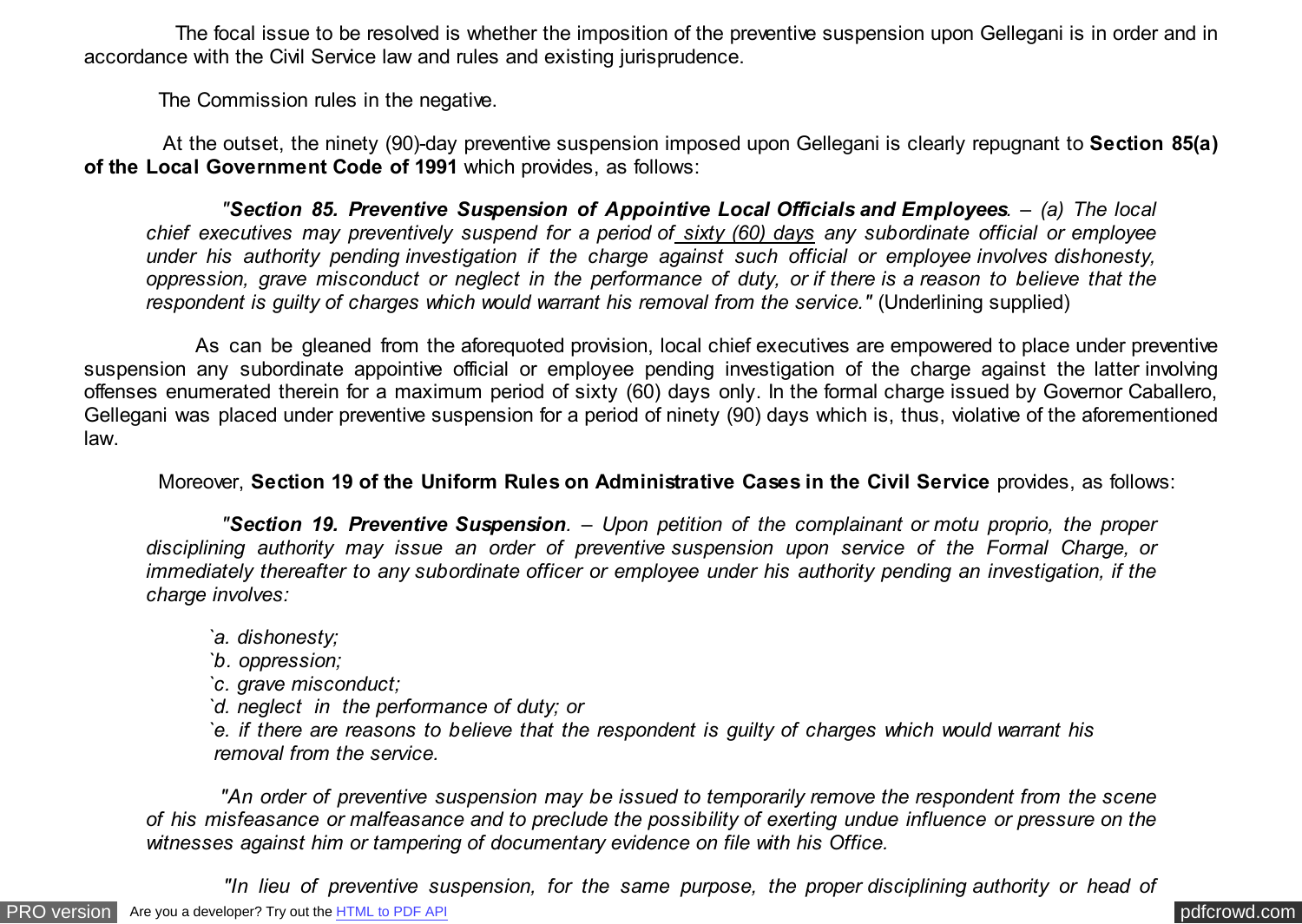The focal issue to be resolved is whether the imposition of the preventive suspension upon Gellegani is in order and in accordance with the Civil Service law and rules and existing jurisprudence.

The Commission rules in the negative.

At the outset, the ninety (90)-day preventive suspension imposed upon Gellegani is clearly repugnant to **Section 85(a) of the Local Government Code of 1991** which provides, as follows:

> *"**Section 85. Preventive Suspension of Appointive Local Officials and Employees**. – (a) The local chief executives may preventively suspend for a period of sixty (60) days any subordinate official or employee under his authority pending investigation if the charge against such official or employee involves dishonesty, oppression, grave misconduct or neglect in the performance of duty, or if there is a reason to believe that the respondent is guilty of charges which would warrant his removal from the service."* (Underlining supplied)

As can be gleaned from the aforequoted provision, local chief executives are empowered to place under preventive suspension any subordinate appointive official or employee pending investigation of the charge against the latter involving offenses enumerated therein for a maximum period of sixty (60) days only. In the formal charge issued by Governor Caballero, Gellegani was placed under preventive suspension for a period of ninety (90) days which is, thus, violative of the aforementioned law.

Moreover, **Section 19 of the Uniform Rules on Administrative Cases in the Civil Service** provides, as follows:

> *"**Section 19. Preventive Suspension**. – Upon petition of the complainant or motu proprio, the proper disciplining authority may issue an order of preventive suspension upon service of the Formal Charge, or immediately thereafter to any subordinate officer or employee under his authority pending an investigation, if the charge involves:*
>
> *`a. dishonesty;*
> *`b. oppression;*
> *`c. grave misconduct;*
> *`d. neglect in the performance of duty; or*
> *`e. if there are reasons to believe that the respondent is guilty of charges which would warrant his removal from the service.*
>
> *"An order of preventive suspension may be issued to temporarily remove the respondent from the scene of his misfeasance or malfeasance and to preclude the possibility of exerting undue influence or pressure on the witnesses against him or tampering of documentary evidence on file with his Office.*
>
> *"In lieu of preventive suspension, for the same purpose, the proper disciplining authority or head of*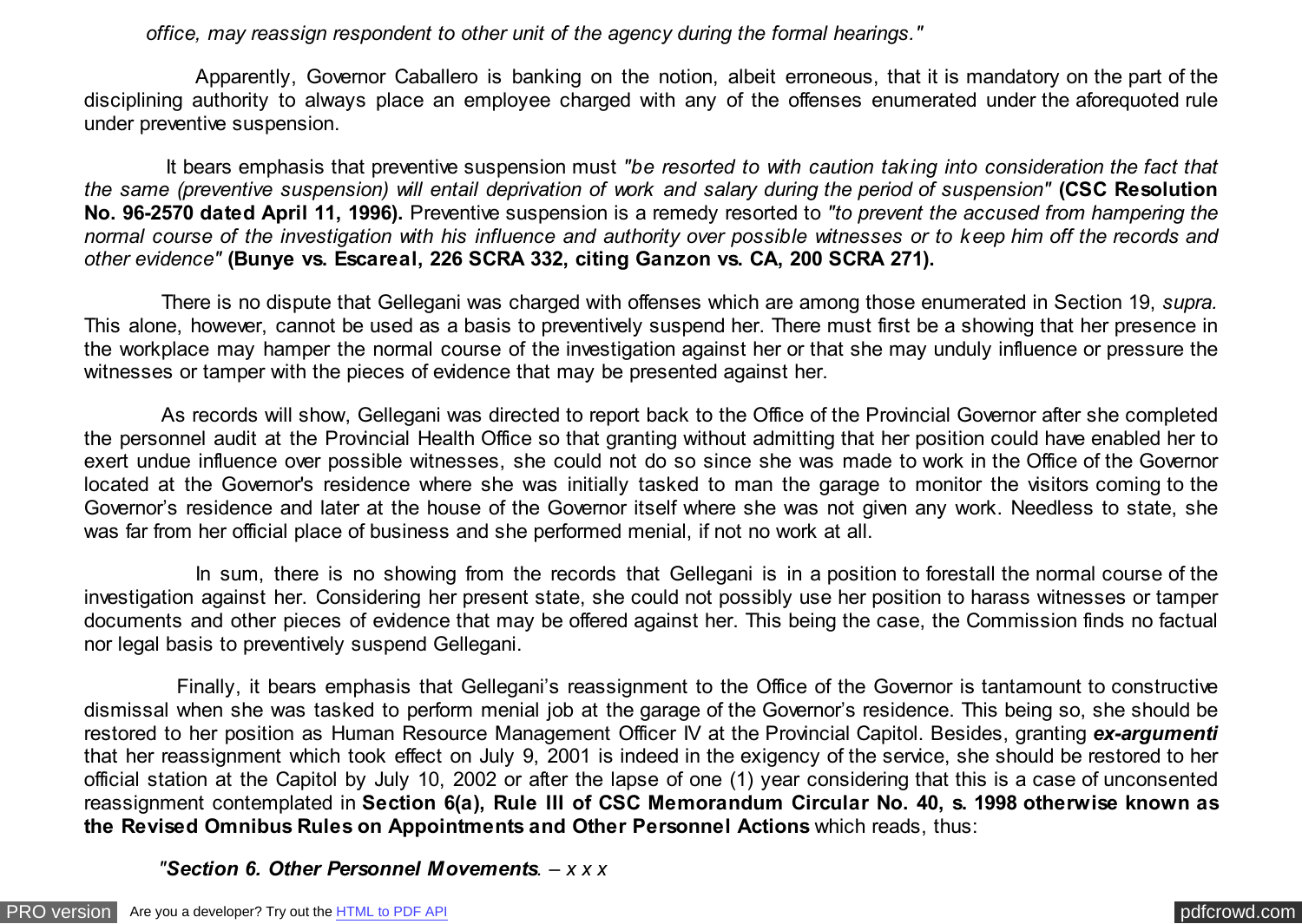*office, may reassign respondent to other unit of the agency during the formal hearings."*

Apparently, Governor Caballero is banking on the notion, albeit erroneous, that it is mandatory on the part of the disciplining authority to always place an employee charged with any of the offenses enumerated under the aforequoted rule under preventive suspension.

It bears emphasis that preventive suspension must *"be resorted to with caution taking into consideration the fact that the same (preventive suspension) will entail deprivation of work and salary during the period of suspension"* **(CSC Resolution No. 96-2570 dated April 11, 1996).** Preventive suspension is a remedy resorted to *"to prevent the accused from hampering the normal course of the investigation with his influence and authority over possible witnesses or to keep him off the records and other evidence"* **(Bunye vs. Escareal, 226 SCRA 332, citing Ganzon vs. CA, 200 SCRA 271).**

There is no dispute that Gellegani was charged with offenses which are among those enumerated in Section 19, *supra.* This alone, however, cannot be used as a basis to preventively suspend her. There must first be a showing that her presence in the workplace may hamper the normal course of the investigation against her or that she may unduly influence or pressure the witnesses or tamper with the pieces of evidence that may be presented against her.

As records will show, Gellegani was directed to report back to the Office of the Provincial Governor after she completed the personnel audit at the Provincial Health Office so that granting without admitting that her position could have enabled her to exert undue influence over possible witnesses, she could not do so since she was made to work in the Office of the Governor located at the Governor's residence where she was initially tasked to man the garage to monitor the visitors coming to the Governor's residence and later at the house of the Governor itself where she was not given any work. Needless to state, she was far from her official place of business and she performed menial, if not no work at all.

In sum, there is no showing from the records that Gellegani is in a position to forestall the normal course of the investigation against her. Considering her present state, she could not possibly use her position to harass witnesses or tamper documents and other pieces of evidence that may be offered against her. This being the case, the Commission finds no factual nor legal basis to preventively suspend Gellegani.

Finally, it bears emphasis that Gellegani's reassignment to the Office of the Governor is tantamount to constructive dismissal when she was tasked to perform menial job at the garage of the Governor's residence. This being so, she should be restored to her position as Human Resource Management Officer IV at the Provincial Capitol. Besides, granting ***ex-argumenti*** that her reassignment which took effect on July 9, 2001 is indeed in the exigency of the service, she should be restored to her official station at the Capitol by July 10, 2002 or after the lapse of one (1) year considering that this is a case of unconsented reassignment contemplated in **Section 6(a), Rule III of CSC Memorandum Circular No. 40, s. 1998 otherwise known as the Revised Omnibus Rules on Appointments and Other Personnel Actions** which reads, thus:

*"**Section 6. Other Personnel Movements**. – x x x*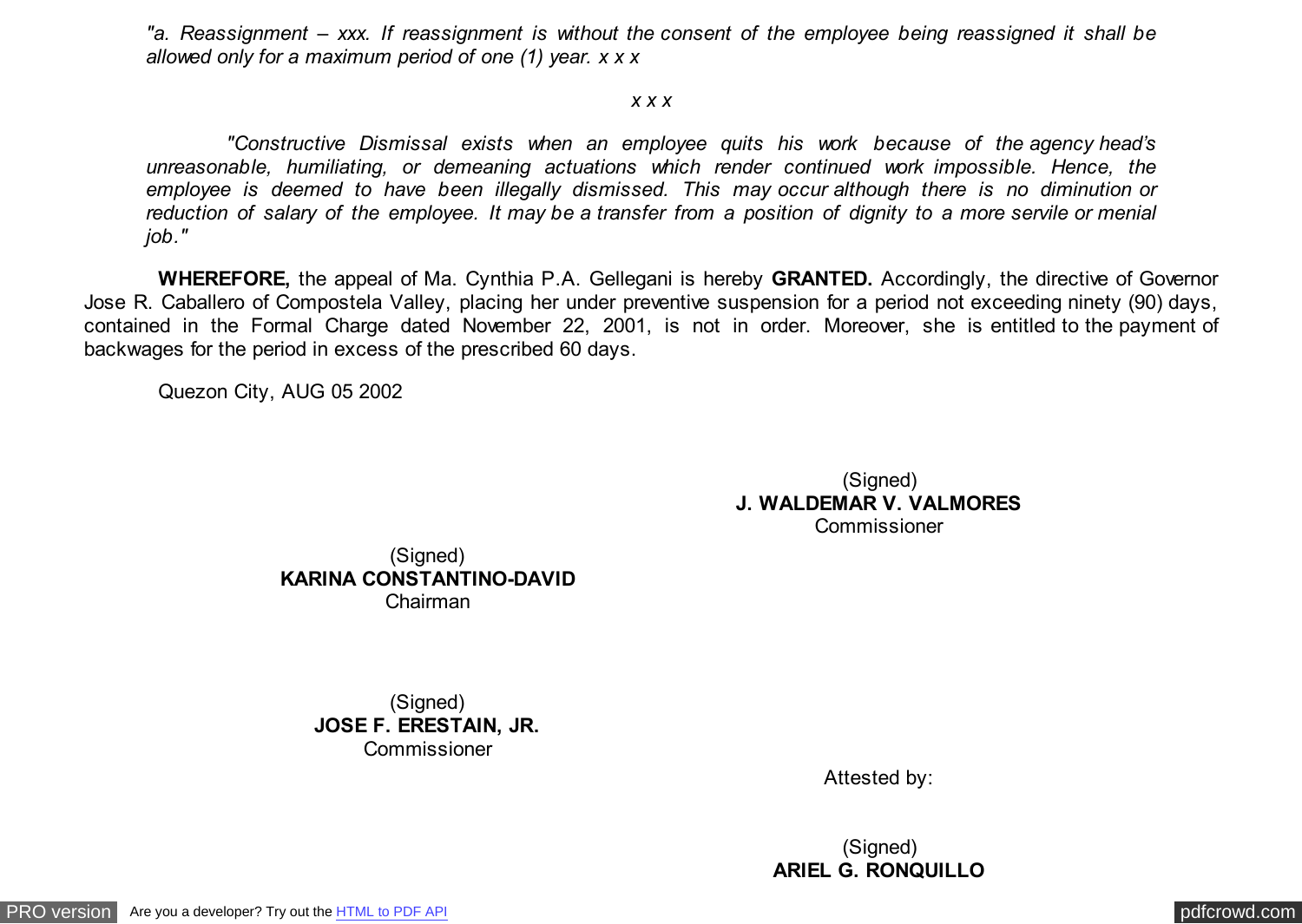*"a. Reassignment – xxx. If reassignment is without the consent of the employee being reassigned it shall be allowed only for a maximum period of one (1) year. x x x*

*x x x*

*"Constructive Dismissal exists when an employee quits his work because of the agency head's unreasonable, humiliating, or demeaning actuations which render continued work impossible. Hence, the employee is deemed to have been illegally dismissed. This may occur although there is no diminution or reduction of salary of the employee. It may be a transfer from a position of dignity to a more servile or menial job."*

**WHEREFORE,** the appeal of Ma. Cynthia P.A. Gellegani is hereby **GRANTED.** Accordingly, the directive of Governor Jose R. Caballero of Compostela Valley, placing her under preventive suspension for a period not exceeding ninety (90) days, contained in the Formal Charge dated November 22, 2001, is not in order. Moreover, she is entitled to the payment of backwages for the period in excess of the prescribed 60 days.

Quezon City, AUG 05 2002

(Signed)
**J. WALDEMAR V. VALMORES**
Commissioner

(Signed)
**KARINA CONSTANTINO-DAVID**
Chairman

(Signed)
**JOSE F. ERESTAIN, JR.**
Commissioner

Attested by:

(Signed)
**ARIEL G. RONQUILLO**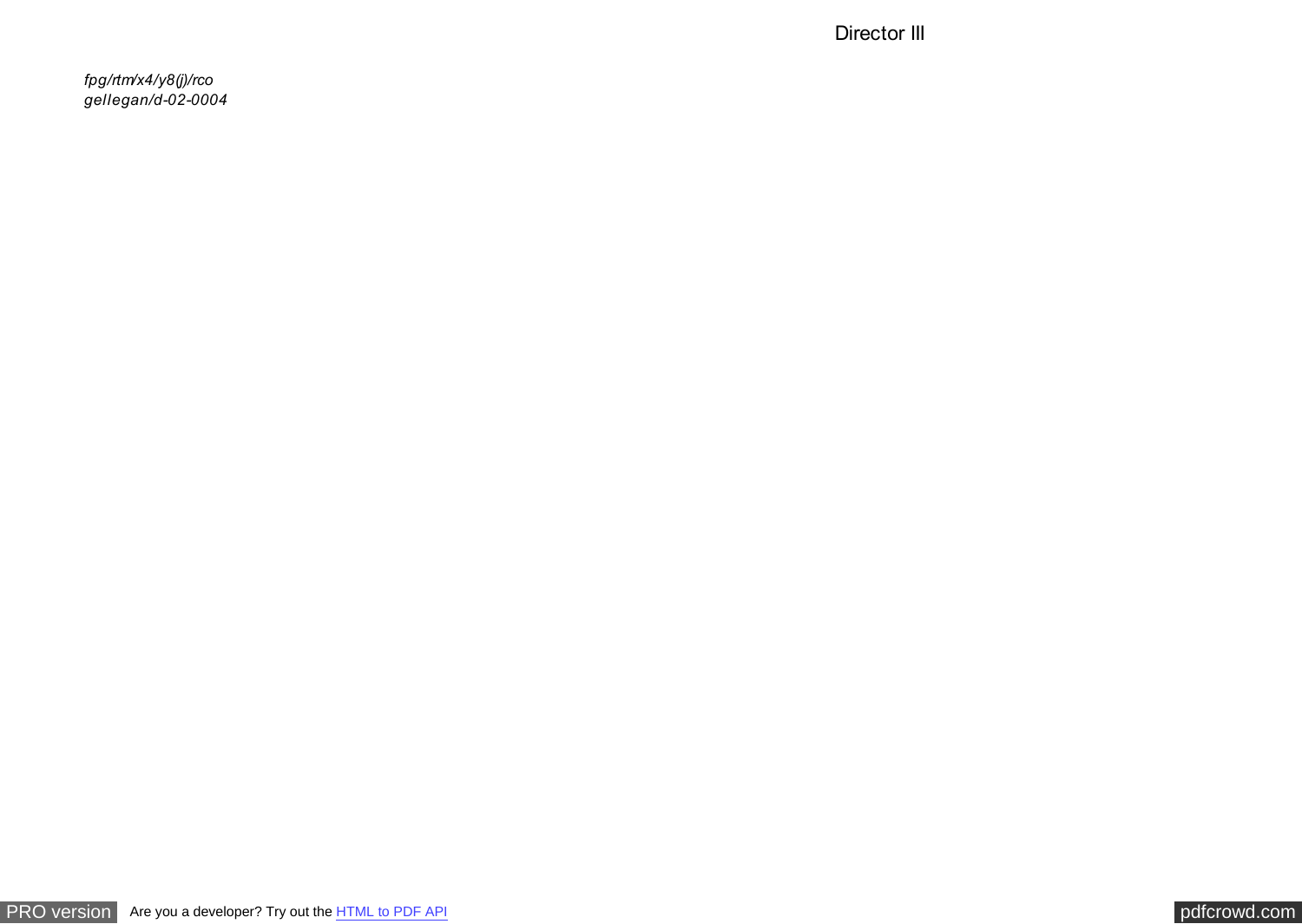Director III

*fpg/rtm/x4/y8(j)/rco*
*gellegan/d-02-0004*